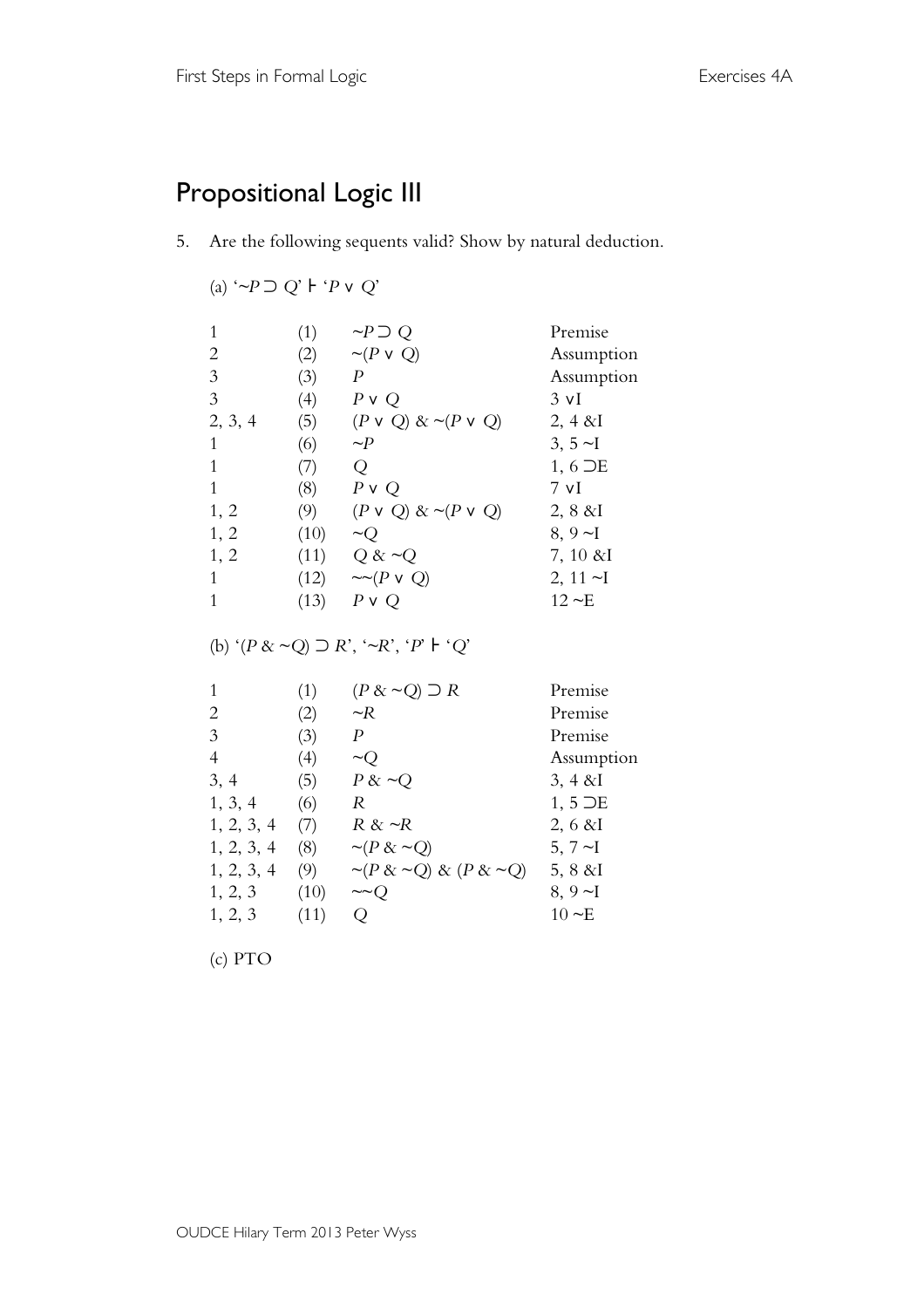# Propositional Logic III

5. Are the following sequents valid? Show by natural deduction.

(a) '$\sim P \supset Q$' ⊢ '$P \vee Q$'

| | | | |
|---|---|---|---|
| 1 | (1) | $\sim P \supset Q$ | Premise |
| 2 | (2) | $\sim(P \vee Q)$ | Assumption |
| 3 | (3) | $P$ | Assumption |
| 3 | (4) | $P \vee Q$ | 3 ∨I |
| 2, 3, 4 | (5) | $(P \vee Q) \& \sim(P \vee Q)$ | 2, 4 &I |
| 1 | (6) | $\sim P$ | 3, 5 ~I |
| 1 | (7) | $Q$ | 1, 6 ⊃E |
| 1 | (8) | $P \vee Q$ | 7 ∨I |
| 1, 2 | (9) | $(P \vee Q) \& \sim(P \vee Q)$ | 2, 8 &I |
| 1, 2 | (10) | $\sim Q$ | 8, 9 ~I |
| 1, 2 | (11) | $Q \& \sim Q$ | 7, 10 &I |
| 1 | (12) | $\sim\sim(P \vee Q)$ | 2, 11 ~I |
| 1 | (13) | $P \vee Q$ | 12 ~E |

(b) '$(P \& \sim Q) \supset R$', '$\sim R$', '$P$' ⊢ '$Q$'

| | | | |
|---|---|---|---|
| 1 | (1) | $(P \& \sim Q) \supset R$ | Premise |
| 2 | (2) | $\sim R$ | Premise |
| 3 | (3) | $P$ | Premise |
| 4 | (4) | $\sim Q$ | Assumption |
| 3, 4 | (5) | $P \& \sim Q$ | 3, 4 &I |
| 1, 3, 4 | (6) | $R$ | 1, 5 ⊃E |
| 1, 2, 3, 4 | (7) | $R \& \sim R$ | 2, 6 &I |
| 1, 2, 3, 4 | (8) | $\sim(P \& \sim Q)$ | 5, 7 ~I |
| 1, 2, 3, 4 | (9) | $\sim(P \& \sim Q) \& (P \& \sim Q)$ | 5, 8 &I |
| 1, 2, 3 | (10) | $\sim\sim Q$ | 8, 9 ~I |
| 1, 2, 3 | (11) | $Q$ | 10 ~E |

(c) PTO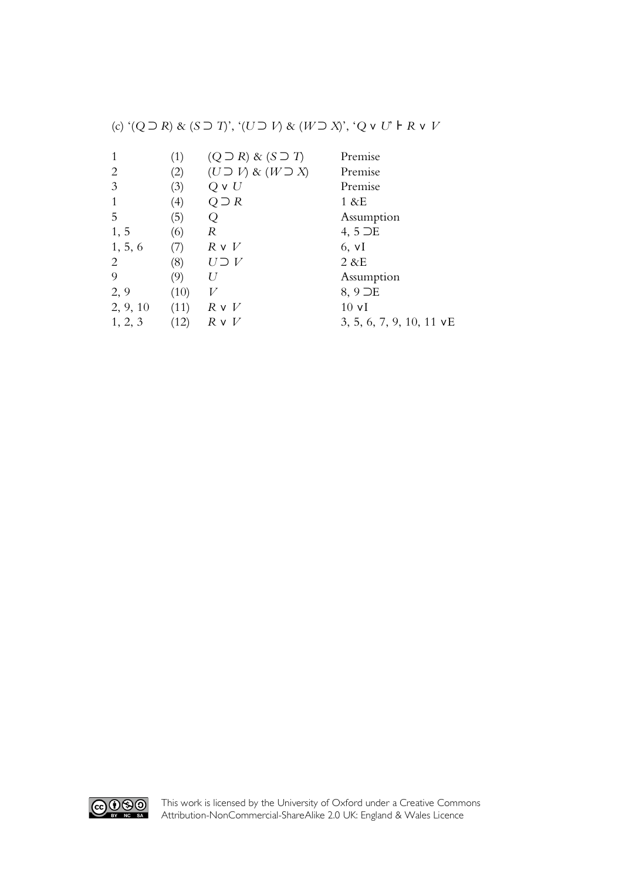(c) '$(Q \supset R)$ & $(S \supset T)$', '$(U \supset V)$ & $(W \supset X)$', '$Q \vee U$' ⊢ $R \vee V$

| | | | |
|---|---|---|---|
| 1 | (1) | $(Q \supset R)$ & $(S \supset T)$ | Premise |
| 2 | (2) | $(U \supset V)$ & $(W \supset X)$ | Premise |
| 3 | (3) | $Q \vee U$ | Premise |
| 1 | (4) | $Q \supset R$ | 1 &E |
| 5 | (5) | $Q$ | Assumption |
| 1, 5 | (6) | $R$ | 4, 5 ⊃E |
| 1, 5, 6 | (7) | $R \vee V$ | 6, ∨I |
| 2 | (8) | $U \supset V$ | 2 &E |
| 9 | (9) | $U$ | Assumption |
| 2, 9 | (10) | $V$ | 8, 9 ⊃E |
| 2, 9, 10 | (11) | $R \vee V$ | 10 ∨I |
| 1, 2, 3 | (12) | $R \vee V$ | 3, 5, 6, 7, 9, 10, 11 ∨E |

This work is licensed by the University of Oxford under a Creative Commons Attribution-NonCommercial-ShareAlike 2.0 UK: England & Wales Licence